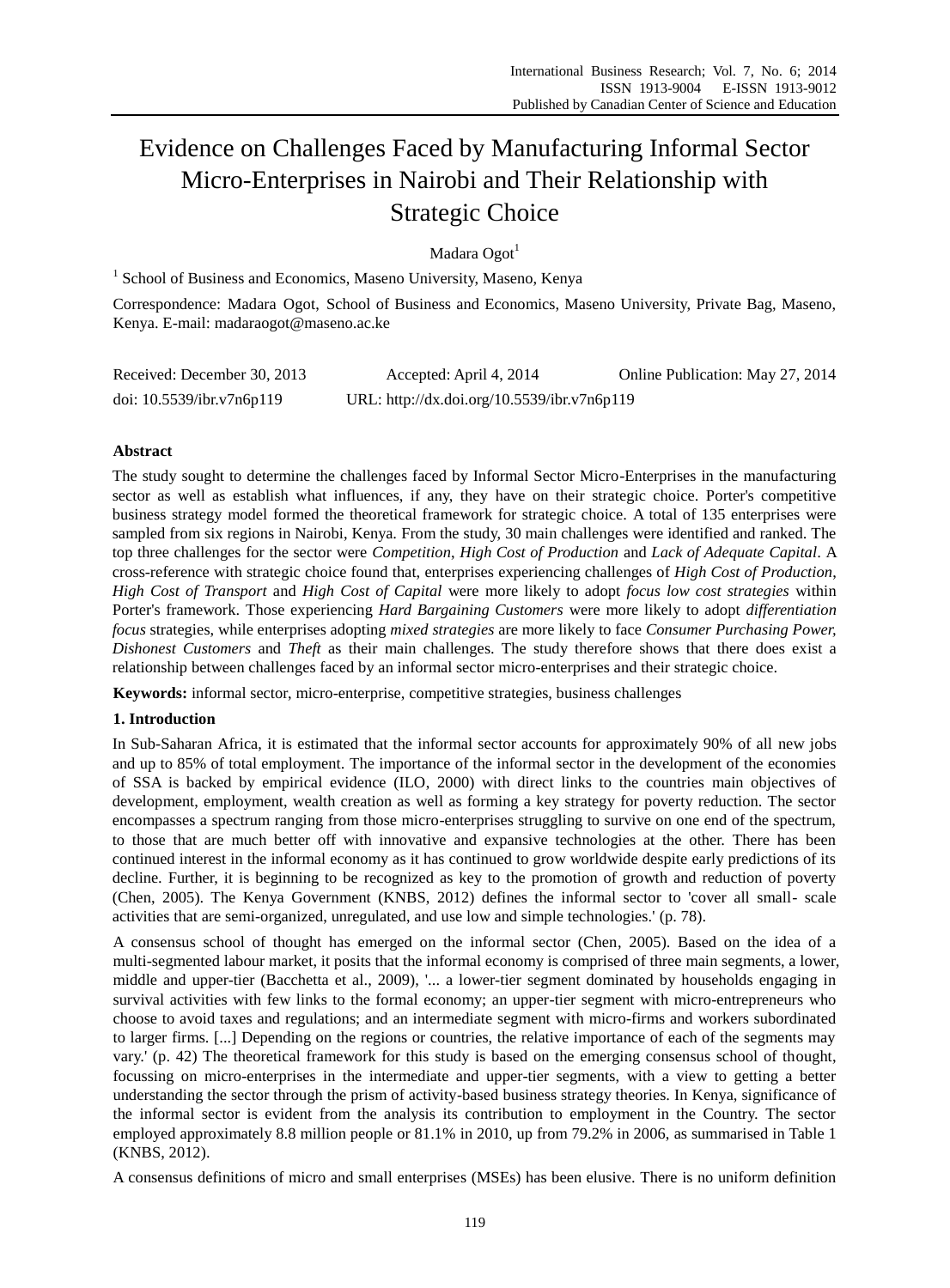# Evidence on Challenges Faced by Manufacturing Informal Sector Micro-Enterprises in Nairobi and Their Relationship with Strategic Choice

Madara Ogot[1]

[1] School of Business and Economics, Maseno University, Maseno, Kenya

Correspondence: Madara Ogot, School of Business and Economics, Maseno University, Private Bag, Maseno, Kenya. E-mail: madaraogot@maseno.ac.ke

Received: December 30, 2013 Accepted: April 4, 2014 Online Publication: May 27, 2014

doi: 10.5539/ibr.v7n6p119 URL: http://dx.doi.org/10.5539/ibr.v7n6p119

## Abstract

The study sought to determine the challenges faced by Informal Sector Micro-Enterprises in the manufacturing sector as well as establish what influences, if any, they have on their strategic choice. Porter's competitive business strategy model formed the theoretical framework for strategic choice. A total of 135 enterprises were sampled from six regions in Nairobi, Kenya. From the study, 30 main challenges were identified and ranked. The top three challenges for the sector were *Competition*, *High Cost of Production* and *Lack of Adequate Capital*. A cross-reference with strategic choice found that, enterprises experiencing challenges of *High Cost of Production*, *High Cost of Transport* and *High Cost of Capital* were more likely to adopt *focus low cost strategies* within Porter's framework. Those experiencing *Hard Bargaining Customers* were more likely to adopt *differentiation focus* strategies, while enterprises adopting *mixed strategies* are more likely to face *Consumer Purchasing Power, Dishonest Customers* and *Theft* as their main challenges. The study therefore shows that there does exist a relationship between challenges faced by an informal sector micro-enterprises and their strategic choice.

**Keywords:** informal sector, micro-enterprise, competitive strategies, business challenges

## 1. Introduction

In Sub-Saharan Africa, it is estimated that the informal sector accounts for approximately 90% of all new jobs and up to 85% of total employment. The importance of the informal sector in the development of the economies of SSA is backed by empirical evidence (ILO, 2000) with direct links to the countries main objectives of development, employment, wealth creation as well as forming a key strategy for poverty reduction. The sector encompasses a spectrum ranging from those micro-enterprises struggling to survive on one end of the spectrum, to those that are much better off with innovative and expansive technologies at the other. There has been continued interest in the informal economy as it has continued to grow worldwide despite early predictions of its decline. Further, it is beginning to be recognized as key to the promotion of growth and reduction of poverty (Chen, 2005). The Kenya Government (KNBS, 2012) defines the informal sector to 'cover all small- scale activities that are semi-organized, unregulated, and use low and simple technologies.' (p. 78).

A consensus school of thought has emerged on the informal sector (Chen, 2005). Based on the idea of a multi-segmented labour market, it posits that the informal economy is comprised of three main segments, a lower, middle and upper-tier (Bacchetta et al., 2009), '... a lower-tier segment dominated by households engaging in survival activities with few links to the formal economy; an upper-tier segment with micro-entrepreneurs who choose to avoid taxes and regulations; and an intermediate segment with micro-firms and workers subordinated to larger firms. [...] Depending on the regions or countries, the relative importance of each of the segments may vary.' (p. 42) The theoretical framework for this study is based on the emerging consensus school of thought, focussing on micro-enterprises in the intermediate and upper-tier segments, with a view to getting a better understanding the sector through the prism of activity-based business strategy theories. In Kenya, significance of the informal sector is evident from the analysis its contribution to employment in the Country. The sector employed approximately 8.8 million people or 81.1% in 2010, up from 79.2% in 2006, as summarised in Table 1 (KNBS, 2012).

A consensus definitions of micro and small enterprises (MSEs) has been elusive. There is no uniform definition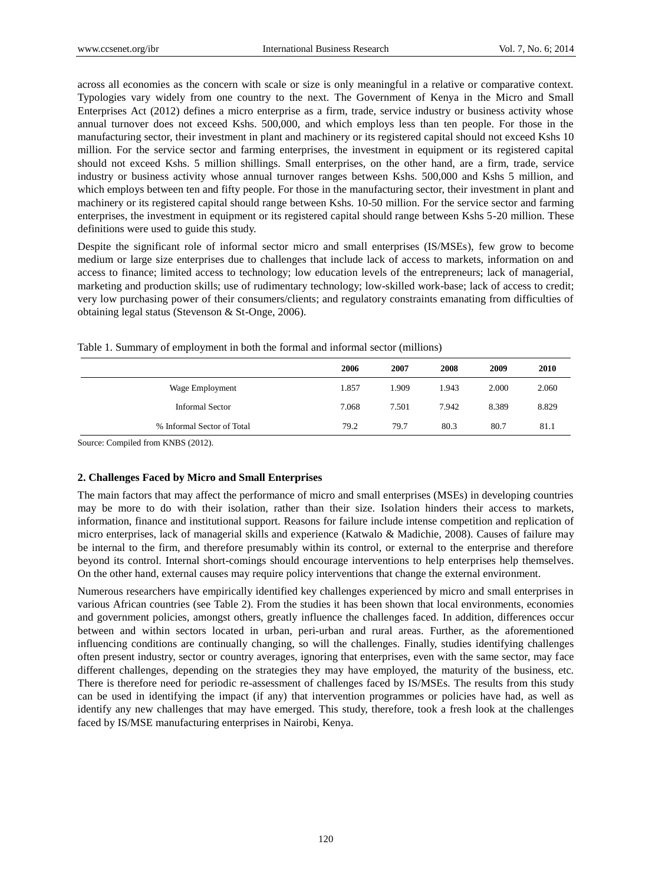across all economies as the concern with scale or size is only meaningful in a relative or comparative context. Typologies vary widely from one country to the next. The Government of Kenya in the Micro and Small Enterprises Act (2012) defines a micro enterprise as a firm, trade, service industry or business activity whose annual turnover does not exceed Kshs. 500,000, and which employs less than ten people. For those in the manufacturing sector, their investment in plant and machinery or its registered capital should not exceed Kshs 10 million. For the service sector and farming enterprises, the investment in equipment or its registered capital should not exceed Kshs. 5 million shillings. Small enterprises, on the other hand, are a firm, trade, service industry or business activity whose annual turnover ranges between Kshs. 500,000 and Kshs 5 million, and which employs between ten and fifty people. For those in the manufacturing sector, their investment in plant and machinery or its registered capital should range between Kshs. 10-50 million. For the service sector and farming enterprises, the investment in equipment or its registered capital should range between Kshs 5-20 million. These definitions were used to guide this study.

Despite the significant role of informal sector micro and small enterprises (IS/MSEs), few grow to become medium or large size enterprises due to challenges that include lack of access to markets, information on and access to finance; limited access to technology; low education levels of the entrepreneurs; lack of managerial, marketing and production skills; use of rudimentary technology; low-skilled work-base; lack of access to credit; very low purchasing power of their consumers/clients; and regulatory constraints emanating from difficulties of obtaining legal status (Stevenson & St-Onge, 2006).

Table 1. Summary of employment in both the formal and informal sector (millions)

| | 2006 | 2007 | 2008 | 2009 | 2010 |
|---|---|---|---|---|---|
| Wage Employment | 1.857 | 1.909 | 1.943 | 2.000 | 2.060 |
| Informal Sector | 7.068 | 7.501 | 7.942 | 8.389 | 8.829 |
| % Informal Sector of Total | 79.2 | 79.7 | 80.3 | 80.7 | 81.1 |

Source: Compiled from KNBS (2012).

## 2. Challenges Faced by Micro and Small Enterprises

The main factors that may affect the performance of micro and small enterprises (MSEs) in developing countries may be more to do with their isolation, rather than their size. Isolation hinders their access to markets, information, finance and institutional support. Reasons for failure include intense competition and replication of micro enterprises, lack of managerial skills and experience (Katwalo & Madichie, 2008). Causes of failure may be internal to the firm, and therefore presumably within its control, or external to the enterprise and therefore beyond its control. Internal short-comings should encourage interventions to help enterprises help themselves. On the other hand, external causes may require policy interventions that change the external environment.

Numerous researchers have empirically identified key challenges experienced by micro and small enterprises in various African countries (see Table 2). From the studies it has been shown that local environments, economies and government policies, amongst others, greatly influence the challenges faced. In addition, differences occur between and within sectors located in urban, peri-urban and rural areas. Further, as the aforementioned influencing conditions are continually changing, so will the challenges. Finally, studies identifying challenges often present industry, sector or country averages, ignoring that enterprises, even with the same sector, may face different challenges, depending on the strategies they may have employed, the maturity of the business, etc. There is therefore need for periodic re-assessment of challenges faced by IS/MSEs. The results from this study can be used in identifying the impact (if any) that intervention programmes or policies have had, as well as identify any new challenges that may have emerged. This study, therefore, took a fresh look at the challenges faced by IS/MSE manufacturing enterprises in Nairobi, Kenya.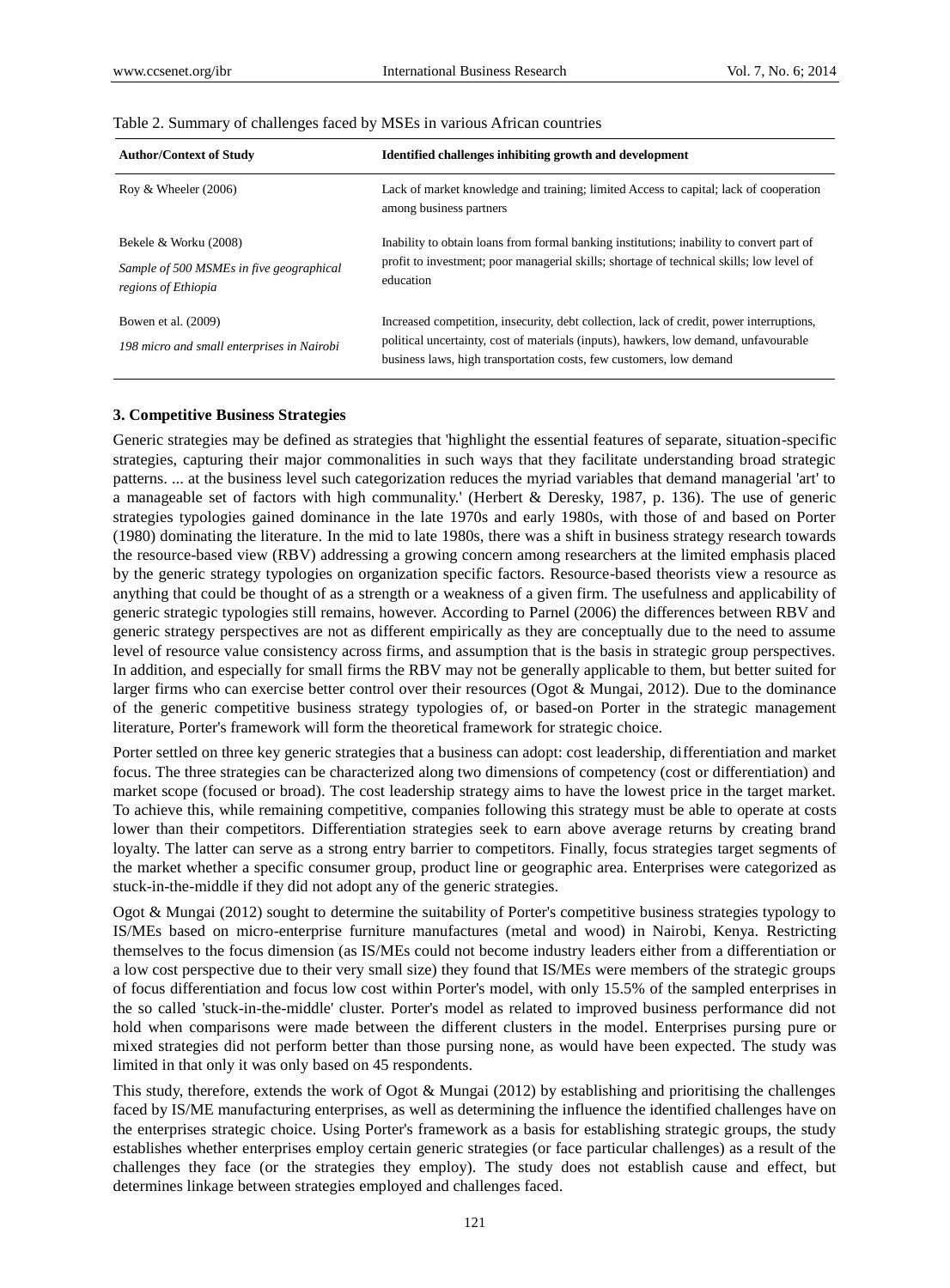Table 2. Summary of challenges faced by MSEs in various African countries

| Author/Context of Study | Identified challenges inhibiting growth and development |
| --- | --- |
| Roy & Wheeler (2006) | Lack of market knowledge and training; limited Access to capital; lack of cooperation among business partners |
| Bekele & Worku (2008)<br>*Sample of 500 MSMEs in five geographical regions of Ethiopia* | Inability to obtain loans from formal banking institutions; inability to convert part of profit to investment; poor managerial skills; shortage of technical skills; low level of education |
| Bowen et al. (2009)<br>*198 micro and small enterprises in Nairobi* | Increased competition, insecurity, debt collection, lack of credit, power interruptions, political uncertainty, cost of materials (inputs), hawkers, low demand, unfavourable business laws, high transportation costs, few customers, low demand |

### 3. Competitive Business Strategies

Generic strategies may be defined as strategies that 'highlight the essential features of separate, situation-specific strategies, capturing their major commonalities in such ways that they facilitate understanding broad strategic patterns. ... at the business level such categorization reduces the myriad variables that demand managerial 'art' to a manageable set of factors with high communality.' (Herbert & Deresky, 1987, p. 136). The use of generic strategies typologies gained dominance in the late 1970s and early 1980s, with those of and based on Porter (1980) dominating the literature. In the mid to late 1980s, there was a shift in business strategy research towards the resource-based view (RBV) addressing a growing concern among researchers at the limited emphasis placed by the generic strategy typologies on organization specific factors. Resource-based theorists view a resource as anything that could be thought of as a strength or a weakness of a given firm. The usefulness and applicability of generic strategic typologies still remains, however. According to Parnel (2006) the differences between RBV and generic strategy perspectives are not as different empirically as they are conceptually due to the need to assume level of resource value consistency across firms, and assumption that is the basis in strategic group perspectives. In addition, and especially for small firms the RBV may not be generally applicable to them, but better suited for larger firms who can exercise better control over their resources (Ogot & Mungai, 2012). Due to the dominance of the generic competitive business strategy typologies of, or based-on Porter in the strategic management literature, Porter's framework will form the theoretical framework for strategic choice.

Porter settled on three key generic strategies that a business can adopt: cost leadership, differentiation and market focus. The three strategies can be characterized along two dimensions of competency (cost or differentiation) and market scope (focused or broad). The cost leadership strategy aims to have the lowest price in the target market. To achieve this, while remaining competitive, companies following this strategy must be able to operate at costs lower than their competitors. Differentiation strategies seek to earn above average returns by creating brand loyalty. The latter can serve as a strong entry barrier to competitors. Finally, focus strategies target segments of the market whether a specific consumer group, product line or geographic area. Enterprises were categorized as stuck-in-the-middle if they did not adopt any of the generic strategies.

Ogot & Mungai (2012) sought to determine the suitability of Porter's competitive business strategies typology to IS/MEs based on micro-enterprise furniture manufactures (metal and wood) in Nairobi, Kenya. Restricting themselves to the focus dimension (as IS/MEs could not become industry leaders either from a differentiation or a low cost perspective due to their very small size) they found that IS/MEs were members of the strategic groups of focus differentiation and focus low cost within Porter's model, with only 15.5% of the sampled enterprises in the so called 'stuck-in-the-middle' cluster. Porter's model as related to improved business performance did not hold when comparisons were made between the different clusters in the model. Enterprises pursing pure or mixed strategies did not perform better than those pursing none, as would have been expected. The study was limited in that only it was only based on 45 respondents.

This study, therefore, extends the work of Ogot & Mungai (2012) by establishing and prioritising the challenges faced by IS/ME manufacturing enterprises, as well as determining the influence the identified challenges have on the enterprises strategic choice. Using Porter's framework as a basis for establishing strategic groups, the study establishes whether enterprises employ certain generic strategies (or face particular challenges) as a result of the challenges they face (or the strategies they employ). The study does not establish cause and effect, but determines linkage between strategies employed and challenges faced.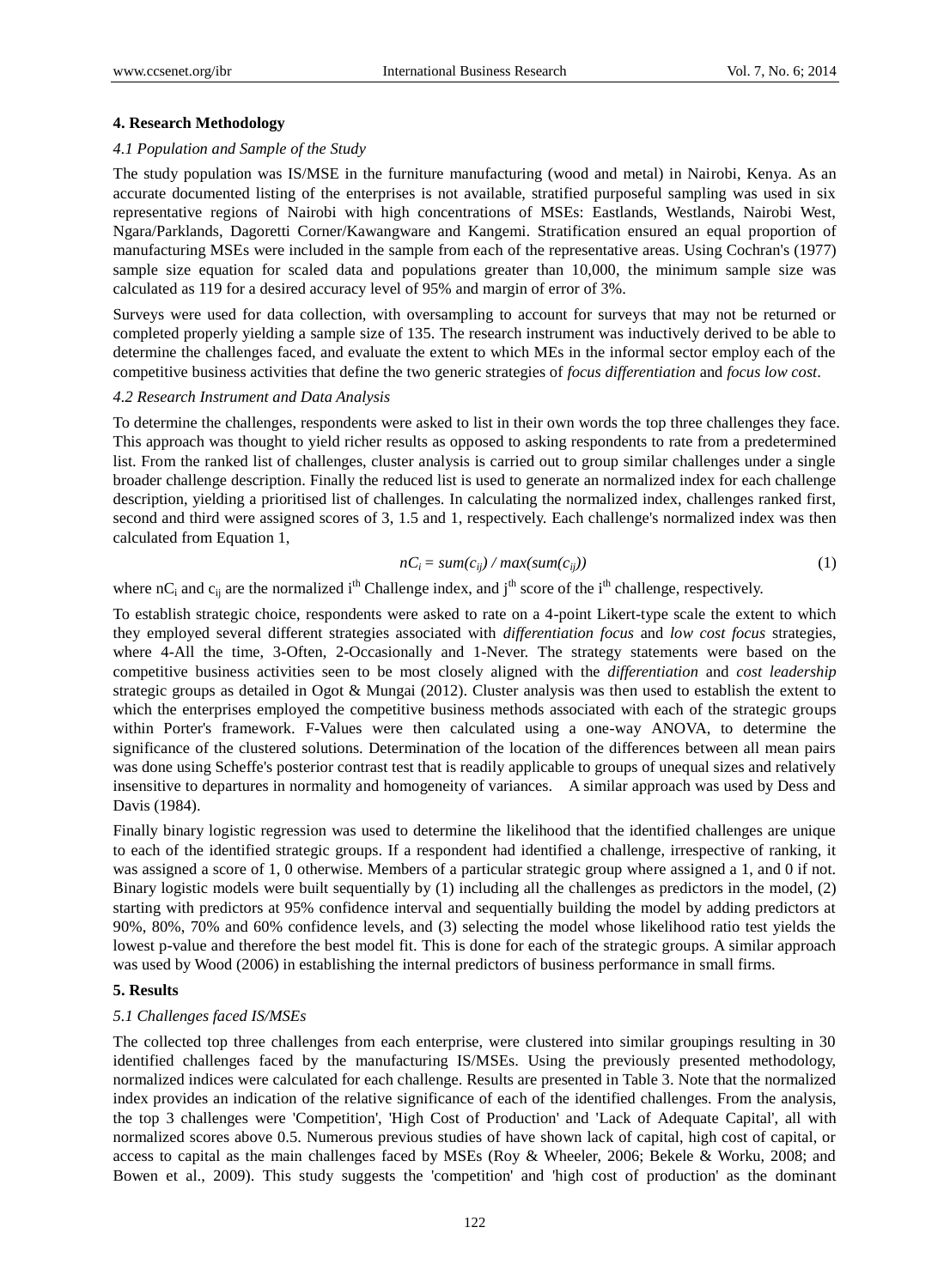## 4. Research Methodology

### 4.1 Population and Sample of the Study

The study population was IS/MSE in the furniture manufacturing (wood and metal) in Nairobi, Kenya. As an accurate documented listing of the enterprises is not available, stratified purposeful sampling was used in six representative regions of Nairobi with high concentrations of MSEs: Eastlands, Westlands, Nairobi West, Ngara/Parklands, Dagoretti Corner/Kawangware and Kangemi. Stratification ensured an equal proportion of manufacturing MSEs were included in the sample from each of the representative areas. Using Cochran's (1977) sample size equation for scaled data and populations greater than 10,000, the minimum sample size was calculated as 119 for a desired accuracy level of 95% and margin of error of 3%.

Surveys were used for data collection, with oversampling to account for surveys that may not be returned or completed properly yielding a sample size of 135. The research instrument was inductively derived to be able to determine the challenges faced, and evaluate the extent to which MEs in the informal sector employ each of the competitive business activities that define the two generic strategies of *focus differentiation* and *focus low cost*.

### 4.2 Research Instrument and Data Analysis

To determine the challenges, respondents were asked to list in their own words the top three challenges they face. This approach was thought to yield richer results as opposed to asking respondents to rate from a predetermined list. From the ranked list of challenges, cluster analysis is carried out to group similar challenges under a single broader challenge description. Finally the reduced list is used to generate an normalized index for each challenge description, yielding a prioritised list of challenges. In calculating the normalized index, challenges ranked first, second and third were assigned scores of 3, 1.5 and 1, respectively. Each challenge's normalized index was then calculated from Equation 1,

$$nC_i = sum(c_{ij}) / max(sum(c_{ij})) \tag{1}$$

where $nC_i$ and $c_{ij}$ are the normalized $i^{th}$ Challenge index, and $j^{th}$ score of the $i^{th}$ challenge, respectively.

To establish strategic choice, respondents were asked to rate on a 4-point Likert-type scale the extent to which they employed several different strategies associated with *differentiation focus* and *low cost focus* strategies, where 4-All the time, 3-Often, 2-Occasionally and 1-Never. The strategy statements were based on the competitive business activities seen to be most closely aligned with the *differentiation* and *cost leadership* strategic groups as detailed in Ogot & Mungai (2012). Cluster analysis was then used to establish the extent to which the enterprises employed the competitive business methods associated with each of the strategic groups within Porter's framework. F-Values were then calculated using a one-way ANOVA, to determine the significance of the clustered solutions. Determination of the location of the differences between all mean pairs was done using Scheffe's posterior contrast test that is readily applicable to groups of unequal sizes and relatively insensitive to departures in normality and homogeneity of variances. A similar approach was used by Dess and Davis (1984).

Finally binary logistic regression was used to determine the likelihood that the identified challenges are unique to each of the identified strategic groups. If a respondent had identified a challenge, irrespective of ranking, it was assigned a score of 1, 0 otherwise. Members of a particular strategic group where assigned a 1, and 0 if not. Binary logistic models were built sequentially by (1) including all the challenges as predictors in the model, (2) starting with predictors at 95% confidence interval and sequentially building the model by adding predictors at 90%, 80%, 70% and 60% confidence levels, and (3) selecting the model whose likelihood ratio test yields the lowest p-value and therefore the best model fit. This is done for each of the strategic groups. A similar approach was used by Wood (2006) in establishing the internal predictors of business performance in small firms.

## 5. Results

### 5.1 Challenges faced IS/MSEs

The collected top three challenges from each enterprise, were clustered into similar groupings resulting in 30 identified challenges faced by the manufacturing IS/MSEs. Using the previously presented methodology, normalized indices were calculated for each challenge. Results are presented in Table 3. Note that the normalized index provides an indication of the relative significance of each of the identified challenges. From the analysis, the top 3 challenges were 'Competition', 'High Cost of Production' and 'Lack of Adequate Capital', all with normalized scores above 0.5. Numerous previous studies of have shown lack of capital, high cost of capital, or access to capital as the main challenges faced by MSEs (Roy & Wheeler, 2006; Bekele & Worku, 2008; and Bowen et al., 2009). This study suggests the 'competition' and 'high cost of production' as the dominant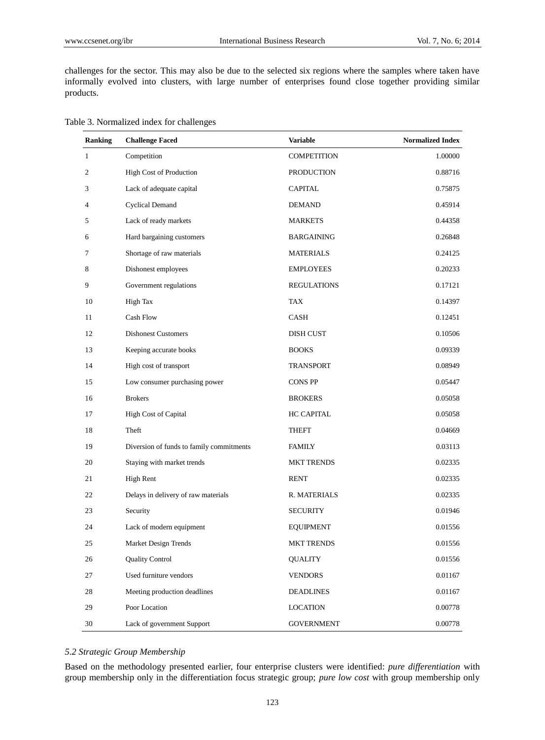challenges for the sector. This may also be due to the selected six regions where the samples where taken have informally evolved into clusters, with large number of enterprises found close together providing similar products.

Table 3. Normalized index for challenges

| Ranking | Challenge Faced | Variable | Normalized Index |
|---|---|---|---|
| 1 | Competition | COMPETITION | 1.00000 |
| 2 | High Cost of Production | PRODUCTION | 0.88716 |
| 3 | Lack of adequate capital | CAPITAL | 0.75875 |
| 4 | Cyclical Demand | DEMAND | 0.45914 |
| 5 | Lack of ready markets | MARKETS | 0.44358 |
| 6 | Hard bargaining customers | BARGAINING | 0.26848 |
| 7 | Shortage of raw materials | MATERIALS | 0.24125 |
| 8 | Dishonest employees | EMPLOYEES | 0.20233 |
| 9 | Government regulations | REGULATIONS | 0.17121 |
| 10 | High Tax | TAX | 0.14397 |
| 11 | Cash Flow | CASH | 0.12451 |
| 12 | Dishonest Customers | DISH CUST | 0.10506 |
| 13 | Keeping accurate books | BOOKS | 0.09339 |
| 14 | High cost of transport | TRANSPORT | 0.08949 |
| 15 | Low consumer purchasing power | CONS PP | 0.05447 |
| 16 | Brokers | BROKERS | 0.05058 |
| 17 | High Cost of Capital | HC CAPITAL | 0.05058 |
| 18 | Theft | THEFT | 0.04669 |
| 19 | Diversion of funds to family commitments | FAMILY | 0.03113 |
| 20 | Staying with market trends | MKT TRENDS | 0.02335 |
| 21 | High Rent | RENT | 0.02335 |
| 22 | Delays in delivery of raw materials | R. MATERIALS | 0.02335 |
| 23 | Security | SECURITY | 0.01946 |
| 24 | Lack of modern equipment | EQUIPMENT | 0.01556 |
| 25 | Market Design Trends | MKT TRENDS | 0.01556 |
| 26 | Quality Control | QUALITY | 0.01556 |
| 27 | Used furniture vendors | VENDORS | 0.01167 |
| 28 | Meeting production deadlines | DEADLINES | 0.01167 |
| 29 | Poor Location | LOCATION | 0.00778 |
| 30 | Lack of government Support | GOVERNMENT | 0.00778 |

### *5.2 Strategic Group Membership*

Based on the methodology presented earlier, four enterprise clusters were identified: *pure differentiation* with group membership only in the differentiation focus strategic group; *pure low cost* with group membership only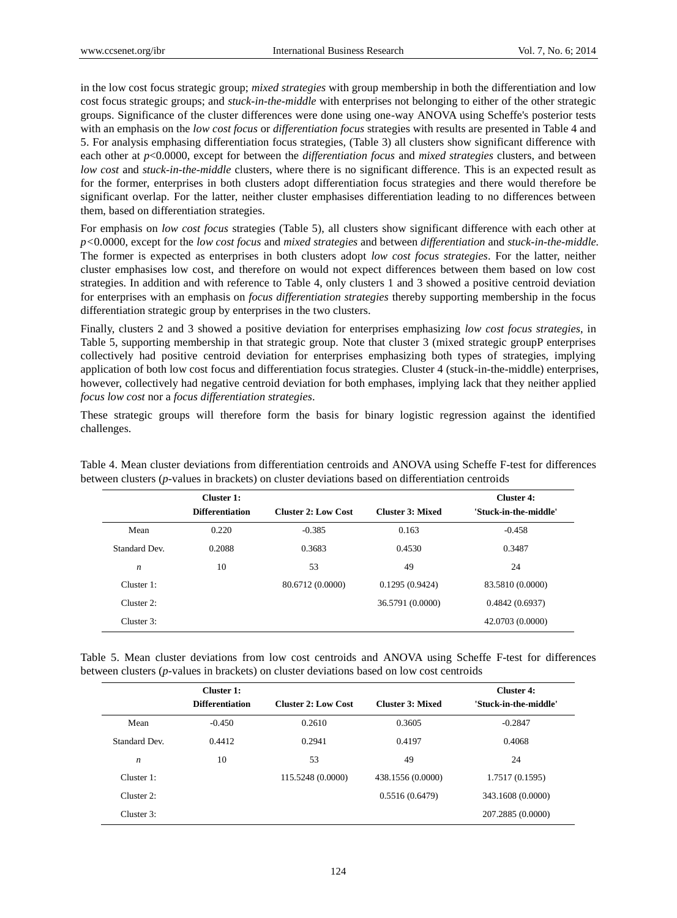in the low cost focus strategic group; *mixed strategies* with group membership in both the differentiation and low cost focus strategic groups; and *stuck-in-the-middle* with enterprises not belonging to either of the other strategic groups. Significance of the cluster differences were done using one-way ANOVA using Scheffe's posterior tests with an emphasis on the *low cost focus* or *differentiation focus* strategies with results are presented in Table 4 and 5. For analysis emphasing differentiation focus strategies, (Table 3) all clusters show significant difference with each other at $p<0.0000$, except for between the *differentiation focus* and *mixed strategies* clusters, and between *low cost* and *stuck-in-the-middle* clusters, where there is no significant difference. This is an expected result as for the former, enterprises in both clusters adopt differentiation focus strategies and there would therefore be significant overlap. For the latter, neither cluster emphasises differentiation leading to no differences between them, based on differentiation strategies.

For emphasis on *low cost focus* strategies (Table 5), all clusters show significant difference with each other at $p<0.0000$, except for the *low cost focus* and *mixed strategies* and between *differentiation* and *stuck-in-the-middle*. The former is expected as enterprises in both clusters adopt *low cost focus strategies*. For the latter, neither cluster emphasises low cost, and therefore on would not expect differences between them based on low cost strategies. In addition and with reference to Table 4, only clusters 1 and 3 showed a positive centroid deviation for enterprises with an emphasis on *focus differentiation strategies* thereby supporting membership in the focus differentiation strategic group by enterprises in the two clusters.

Finally, clusters 2 and 3 showed a positive deviation for enterprises emphasizing *low cost focus strategies*, in Table 5, supporting membership in that strategic group. Note that cluster 3 (mixed strategic groupP enterprises collectively had positive centroid deviation for enterprises emphasizing both types of strategies, implying application of both low cost focus and differentiation focus strategies. Cluster 4 (stuck-in-the-middle) enterprises, however, collectively had negative centroid deviation for both emphases, implying lack that they neither applied *focus low cost* nor a *focus differentiation strategies*.

These strategic groups will therefore form the basis for binary logistic regression against the identified challenges.

Table 4. Mean cluster deviations from differentiation centroids and ANOVA using Scheffe F-test for differences between clusters (*p*-values in brackets) on cluster deviations based on differentiation centroids

| | Cluster 1: Differentiation | Cluster 2: Low Cost | Cluster 3: Mixed | Cluster 4: 'Stuck-in-the-middle' |
|---|---|---|---|---|
| Mean | 0.220 | -0.385 | 0.163 | -0.458 |
| Standard Dev. | 0.2088 | 0.3683 | 0.4530 | 0.3487 |
| *n* | 10 | 53 | 49 | 24 |
| Cluster 1: | | 80.6712 (0.0000) | 0.1295 (0.9424) | 83.5810 (0.0000) |
| Cluster 2: | | | 36.5791 (0.0000) | 0.4842 (0.6937) |
| Cluster 3: | | | | 42.0703 (0.0000) |

Table 5. Mean cluster deviations from low cost centroids and ANOVA using Scheffe F-test for differences between clusters (*p*-values in brackets) on cluster deviations based on low cost centroids

| | Cluster 1: Differentiation | Cluster 2: Low Cost | Cluster 3: Mixed | Cluster 4: 'Stuck-in-the-middle' |
|---|---|---|---|---|
| Mean | -0.450 | 0.2610 | 0.3605 | -0.2847 |
| Standard Dev. | 0.4412 | 0.2941 | 0.4197 | 0.4068 |
| *n* | 10 | 53 | 49 | 24 |
| Cluster 1: | | 115.5248 (0.0000) | 438.1556 (0.0000) | 1.7517 (0.1595) |
| Cluster 2: | | | 0.5516 (0.6479) | 343.1608 (0.0000) |
| Cluster 3: | | | | 207.2885 (0.0000) |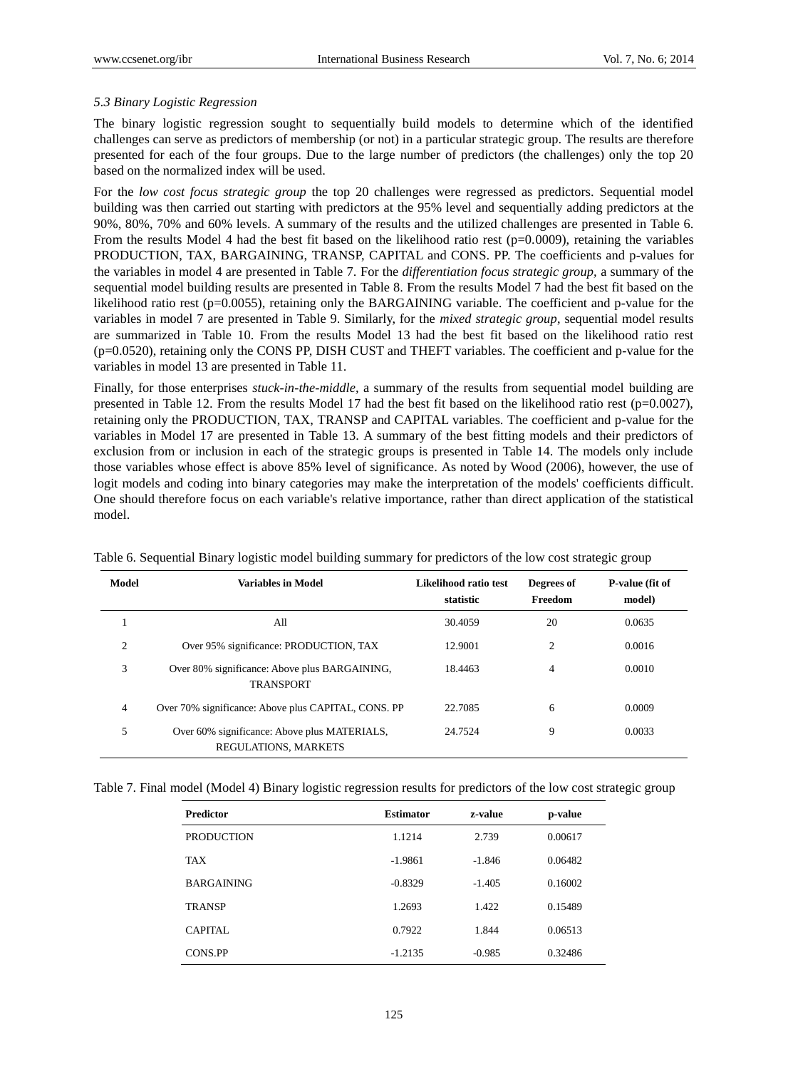### 5.3 Binary Logistic Regression

The binary logistic regression sought to sequentially build models to determine which of the identified challenges can serve as predictors of membership (or not) in a particular strategic group. The results are therefore presented for each of the four groups. Due to the large number of predictors (the challenges) only the top 20 based on the normalized index will be used.

For the *low cost focus strategic group* the top 20 challenges were regressed as predictors. Sequential model building was then carried out starting with predictors at the 95% level and sequentially adding predictors at the 90%, 80%, 70% and 60% levels. A summary of the results and the utilized challenges are presented in Table 6. From the results Model 4 had the best fit based on the likelihood ratio rest (p=0.0009), retaining the variables PRODUCTION, TAX, BARGAINING, TRANSP, CAPITAL and CONS. PP. The coefficients and p-values for the variables in model 4 are presented in Table 7. For the *differentiation focus strategic group*, a summary of the sequential model building results are presented in Table 8. From the results Model 7 had the best fit based on the likelihood ratio rest (p=0.0055), retaining only the BARGAINING variable. The coefficient and p-value for the variables in model 7 are presented in Table 9. Similarly, for the *mixed strategic group*, sequential model results are summarized in Table 10. From the results Model 13 had the best fit based on the likelihood ratio rest (p=0.0520), retaining only the CONS PP, DISH CUST and THEFT variables. The coefficient and p-value for the variables in model 13 are presented in Table 11.

Finally, for those enterprises *stuck-in-the-middle*, a summary of the results from sequential model building are presented in Table 12. From the results Model 17 had the best fit based on the likelihood ratio rest (p=0.0027), retaining only the PRODUCTION, TAX, TRANSP and CAPITAL variables. The coefficient and p-value for the variables in Model 17 are presented in Table 13. A summary of the best fitting models and their predictors of exclusion from or inclusion in each of the strategic groups is presented in Table 14. The models only include those variables whose effect is above 85% level of significance. As noted by Wood (2006), however, the use of logit models and coding into binary categories may make the interpretation of the models' coefficients difficult. One should therefore focus on each variable's relative importance, rather than direct application of the statistical model.

Table 6. Sequential Binary logistic model building summary for predictors of the low cost strategic group

| Model | Variables in Model | Likelihood ratio test statistic | Degrees of Freedom | P-value (fit of model) |
|---|---|---|---|---|
| 1 | All | 30.4059 | 20 | 0.0635 |
| 2 | Over 95% significance: PRODUCTION, TAX | 12.9001 | 2 | 0.0016 |
| 3 | Over 80% significance: Above plus BARGAINING, TRANSPORT | 18.4463 | 4 | 0.0010 |
| 4 | Over 70% significance: Above plus CAPITAL, CONS. PP | 22.7085 | 6 | 0.0009 |
| 5 | Over 60% significance: Above plus MATERIALS, REGULATIONS, MARKETS | 24.7524 | 9 | 0.0033 |

Table 7. Final model (Model 4) Binary logistic regression results for predictors of the low cost strategic group

| Predictor | Estimator | z-value | p-value |
|---|---|---|---|
| PRODUCTION | 1.1214 | 2.739 | 0.00617 |
| TAX | -1.9861 | -1.846 | 0.06482 |
| BARGAINING | -0.8329 | -1.405 | 0.16002 |
| TRANSP | 1.2693 | 1.422 | 0.15489 |
| CAPITAL | 0.7922 | 1.844 | 0.06513 |
| CONS.PP | -1.2135 | -0.985 | 0.32486 |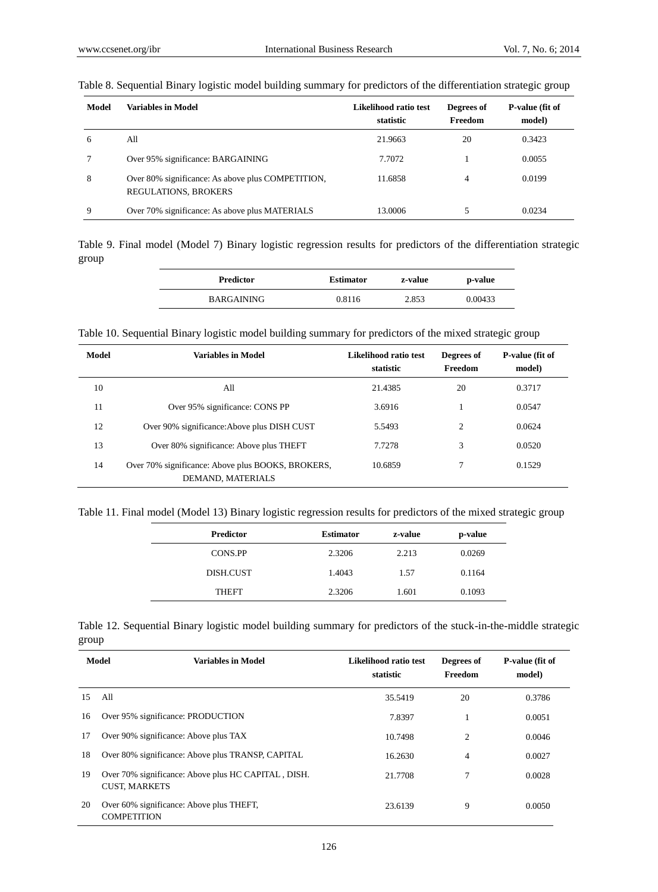Table 8. Sequential Binary logistic model building summary for predictors of the differentiation strategic group

| Model | Variables in Model | Likelihood ratio test statistic | Degrees of Freedom | P-value (fit of model) |
|---|---|---|---|---|
| 6 | All | 21.9663 | 20 | 0.3423 |
| 7 | Over 95% significance: BARGAINING | 7.7072 | 1 | 0.0055 |
| 8 | Over 80% significance: As above plus COMPETITION, REGULATIONS, BROKERS | 11.6858 | 4 | 0.0199 |
| 9 | Over 70% significance: As above plus MATERIALS | 13.0006 | 5 | 0.0234 |

Table 9. Final model (Model 7) Binary logistic regression results for predictors of the differentiation strategic group

| Predictor | Estimator | z-value | p-value |
|---|---|---|---|
| BARGAINING | 0.8116 | 2.853 | 0.00433 |

Table 10. Sequential Binary logistic model building summary for predictors of the mixed strategic group

| Model | Variables in Model | Likelihood ratio test statistic | Degrees of Freedom | P-value (fit of model) |
|---|---|---|---|---|
| 10 | All | 21.4385 | 20 | 0.3717 |
| 11 | Over 95% significance: CONS PP | 3.6916 | 1 | 0.0547 |
| 12 | Over 90% significance:Above plus DISH CUST | 5.5493 | 2 | 0.0624 |
| 13 | Over 80% significance: Above plus THEFT | 7.7278 | 3 | 0.0520 |
| 14 | Over 70% significance: Above plus BOOKS, BROKERS, DEMAND, MATERIALS | 10.6859 | 7 | 0.1529 |

Table 11. Final model (Model 13) Binary logistic regression results for predictors of the mixed strategic group

| Predictor | Estimator | z-value | p-value |
|---|---|---|---|
| CONS.PP | 2.3206 | 2.213 | 0.0269 |
| DISH.CUST | 1.4043 | 1.57 | 0.1164 |
| THEFT | 2.3206 | 1.601 | 0.1093 |

Table 12. Sequential Binary logistic model building summary for predictors of the stuck-in-the-middle strategic group

| Model | Variables in Model | Likelihood ratio test statistic | Degrees of Freedom | P-value (fit of model) |
|---|---|---|---|---|
| 15 | All | 35.5419 | 20 | 0.3786 |
| 16 | Over 95% significance: PRODUCTION | 7.8397 | 1 | 0.0051 |
| 17 | Over 90% significance: Above plus TAX | 10.7498 | 2 | 0.0046 |
| 18 | Over 80% significance: Above plus TRANSP, CAPITAL | 16.2630 | 4 | 0.0027 |
| 19 | Over 70% significance: Above plus HC CAPITAL , DISH. CUST, MARKETS | 21.7708 | 7 | 0.0028 |
| 20 | Over 60% significance: Above plus THEFT, COMPETITION | 23.6139 | 9 | 0.0050 |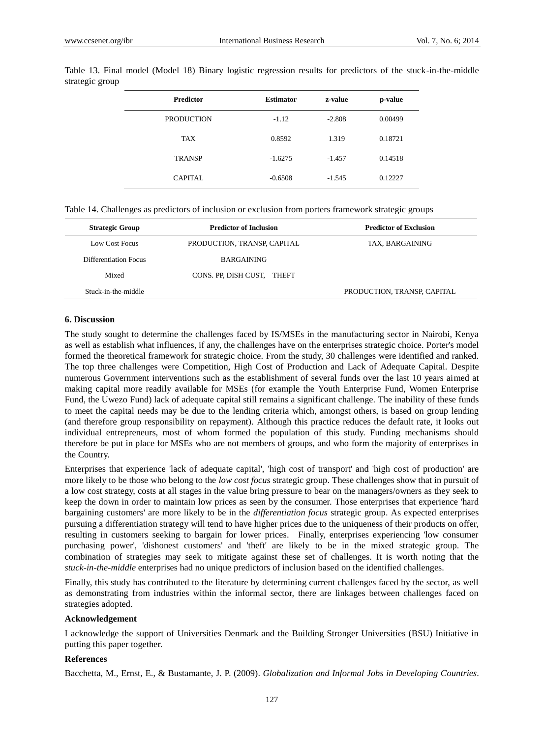Table 13. Final model (Model 18) Binary logistic regression results for predictors of the stuck-in-the-middle strategic group

| Predictor | Estimator | z-value | p-value |
|---|---|---|---|
| PRODUCTION | -1.12 | -2.808 | 0.00499 |
| TAX | 0.8592 | 1.319 | 0.18721 |
| TRANSP | -1.6275 | -1.457 | 0.14518 |
| CAPITAL | -0.6508 | -1.545 | 0.12227 |

Table 14. Challenges as predictors of inclusion or exclusion from porters framework strategic groups

| Strategic Group | Predictor of Inclusion | Predictor of Exclusion |
|---|---|---|
| Low Cost Focus | PRODUCTION, TRANSP, CAPITAL | TAX, BARGAINING |
| Differentiation Focus | BARGAINING | |
| Mixed | CONS. PP, DISH CUST, THEFT | |
| Stuck-in-the-middle | | PRODUCTION, TRANSP, CAPITAL |

## 6. Discussion

The study sought to determine the challenges faced by IS/MSEs in the manufacturing sector in Nairobi, Kenya as well as establish what influences, if any, the challenges have on the enterprises strategic choice. Porter's model formed the theoretical framework for strategic choice. From the study, 30 challenges were identified and ranked. The top three challenges were Competition, High Cost of Production and Lack of Adequate Capital. Despite numerous Government interventions such as the establishment of several funds over the last 10 years aimed at making capital more readily available for MSEs (for example the Youth Enterprise Fund, Women Enterprise Fund, the Uwezo Fund) lack of adequate capital still remains a significant challenge. The inability of these funds to meet the capital needs may be due to the lending criteria which, amongst others, is based on group lending (and therefore group responsibility on repayment). Although this practice reduces the default rate, it looks out individual entrepreneurs, most of whom formed the population of this study. Funding mechanisms should therefore be put in place for MSEs who are not members of groups, and who form the majority of enterprises in the Country.

Enterprises that experience 'lack of adequate capital', 'high cost of transport' and 'high cost of production' are more likely to be those who belong to the *low cost focus* strategic group. These challenges show that in pursuit of a low cost strategy, costs at all stages in the value bring pressure to bear on the managers/owners as they seek to keep the down in order to maintain low prices as seen by the consumer. Those enterprises that experience 'hard bargaining customers' are more likely to be in the *differentiation focus* strategic group. As expected enterprises pursuing a differentiation strategy will tend to have higher prices due to the uniqueness of their products on offer, resulting in customers seeking to bargain for lower prices. Finally, enterprises experiencing 'low consumer purchasing power', 'dishonest customers' and 'theft' are likely to be in the mixed strategic group. The combination of strategies may seek to mitigate against these set of challenges. It is worth noting that the *stuck-in-the-middle* enterprises had no unique predictors of inclusion based on the identified challenges.

Finally, this study has contributed to the literature by determining current challenges faced by the sector, as well as demonstrating from industries within the informal sector, there are linkages between challenges faced on strategies adopted.

### Acknowledgement

I acknowledge the support of Universities Denmark and the Building Stronger Universities (BSU) Initiative in putting this paper together.

### References

Bacchetta, M., Ernst, E., & Bustamante, J. P. (2009). *Globalization and Informal Jobs in Developing Countries*.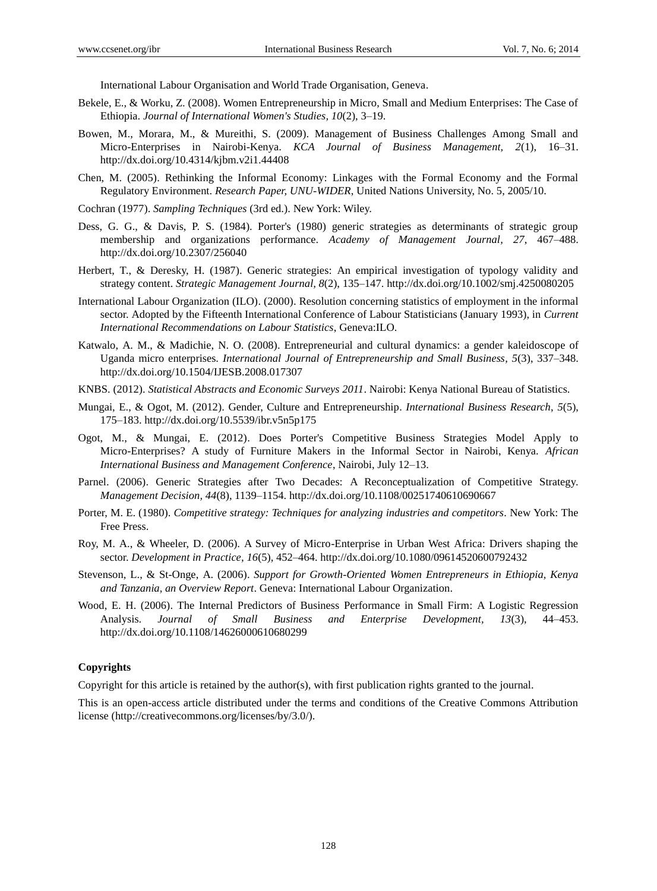International Labour Organisation and World Trade Organisation, Geneva.

Bekele, E., & Worku, Z. (2008). Women Entrepreneurship in Micro, Small and Medium Enterprises: The Case of Ethiopia. *Journal of International Women's Studies, 10*(2), 3–19.

Bowen, M., Morara, M., & Mureithi, S. (2009). Management of Business Challenges Among Small and Micro-Enterprises in Nairobi-Kenya. *KCA Journal of Business Management, 2*(1), 16–31. http://dx.doi.org/10.4314/kjbm.v2i1.44408

Chen, M. (2005). Rethinking the Informal Economy: Linkages with the Formal Economy and the Formal Regulatory Environment. *Research Paper, UNU-WIDER*, United Nations University, No. 5, 2005/10.

Cochran (1977). *Sampling Techniques* (3rd ed.). New York: Wiley.

Dess, G. G., & Davis, P. S. (1984). Porter's (1980) generic strategies as determinants of strategic group membership and organizations performance. *Academy of Management Journal, 27*, 467–488. http://dx.doi.org/10.2307/256040

Herbert, T., & Deresky, H. (1987). Generic strategies: An empirical investigation of typology validity and strategy content. *Strategic Management Journal, 8*(2), 135–147. http://dx.doi.org/10.1002/smj.4250080205

International Labour Organization (ILO). (2000). Resolution concerning statistics of employment in the informal sector. Adopted by the Fifteenth International Conference of Labour Statisticians (January 1993), in *Current International Recommendations on Labour Statistics*, Geneva:ILO.

Katwalo, A. M., & Madichie, N. O. (2008). Entrepreneurial and cultural dynamics: a gender kaleidoscope of Uganda micro enterprises. *International Journal of Entrepreneurship and Small Business, 5*(3), 337–348. http://dx.doi.org/10.1504/IJESB.2008.017307

KNBS. (2012). *Statistical Abstracts and Economic Surveys 2011*. Nairobi: Kenya National Bureau of Statistics.

Mungai, E., & Ogot, M. (2012). Gender, Culture and Entrepreneurship. *International Business Research, 5*(5), 175–183. http://dx.doi.org/10.5539/ibr.v5n5p175

Ogot, M., & Mungai, E. (2012). Does Porter's Competitive Business Strategies Model Apply to Micro-Enterprises? A study of Furniture Makers in the Informal Sector in Nairobi, Kenya. *African International Business and Management Conference*, Nairobi, July 12–13.

Parnel. (2006). Generic Strategies after Two Decades: A Reconceptualization of Competitive Strategy. *Management Decision, 44*(8), 1139–1154. http://dx.doi.org/10.1108/00251740610690667

Porter, M. E. (1980). *Competitive strategy: Techniques for analyzing industries and competitors*. New York: The Free Press.

Roy, M. A., & Wheeler, D. (2006). A Survey of Micro-Enterprise in Urban West Africa: Drivers shaping the sector. *Development in Practice, 16*(5), 452–464. http://dx.doi.org/10.1080/09614520600792432

Stevenson, L., & St-Onge, A. (2006). *Support for Growth-Oriented Women Entrepreneurs in Ethiopia, Kenya and Tanzania, an Overview Report*. Geneva: International Labour Organization.

Wood, E. H. (2006). The Internal Predictors of Business Performance in Small Firm: A Logistic Regression Analysis. *Journal of Small Business and Enterprise Development, 13*(3), 44–453. http://dx.doi.org/10.1108/14626000610680299

**Copyrights**

Copyright for this article is retained by the author(s), with first publication rights granted to the journal.

This is an open-access article distributed under the terms and conditions of the Creative Commons Attribution license (http://creativecommons.org/licenses/by/3.0/).